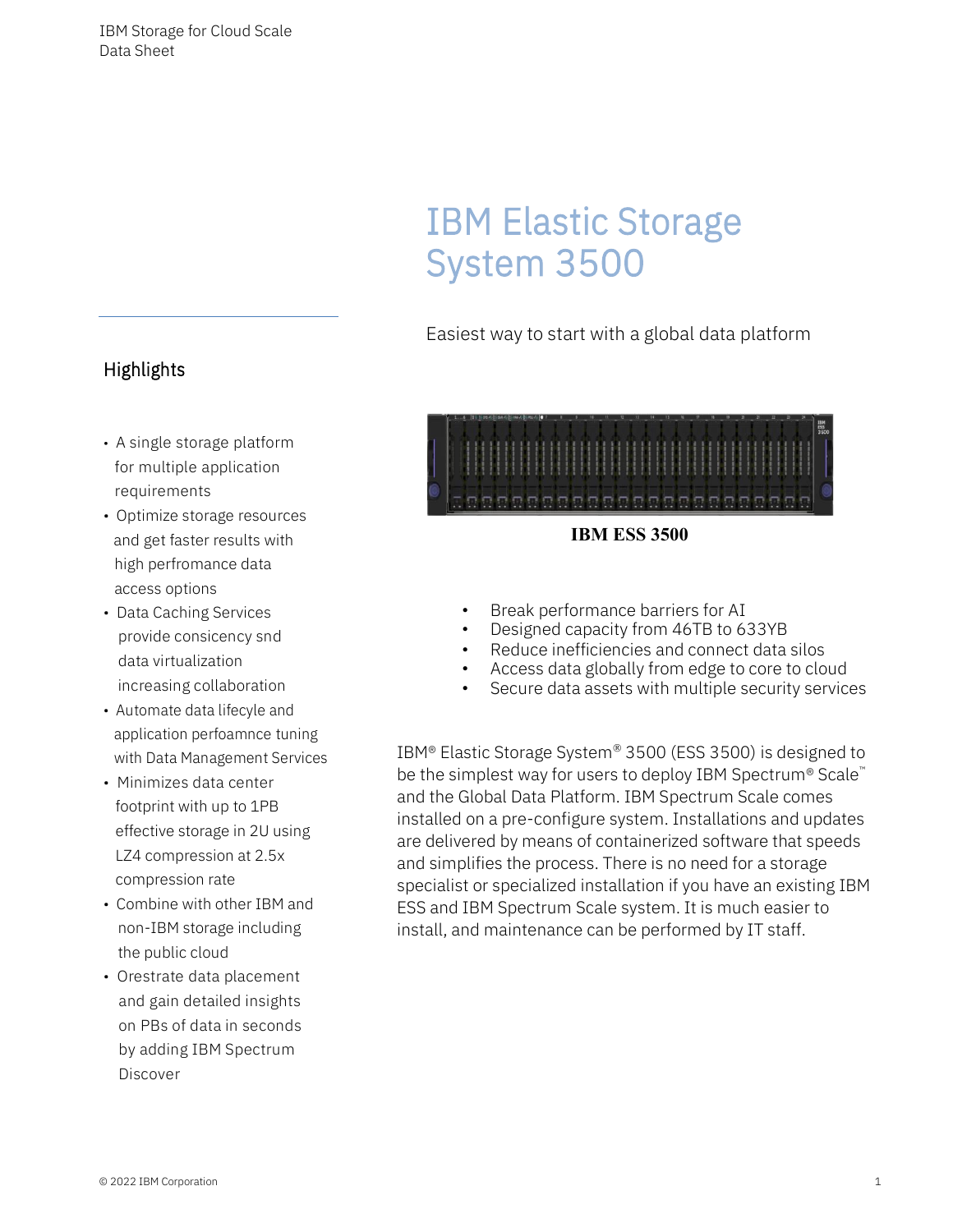# IBM Elastic Storage System 3500

Easiest way to start with a global data platform

## Highlights

- A single storage platform for multiple application requirements
- Optimize storage resources and get faster results with high perfromance data access options
- Data Caching Services provide consicency snd data virtualization increasing collaboration
- Automate data lifecycle and application perfoamnce tuning with Data Management Services
- Minimizes data center footprint with up to 1PB effective storage in 2U using LZ4 compression at 2.5x compression rate
- Combine with other IBM and non-IBM storage including the public cloud
- Orestrate data placement and gain detailed insights on PBs of data in seconds by adding IBM Spectrum Discover

**IBM ESS 3500**

- Break performance barriers for AI
- Designed capacity from 46TB to 633YB
- Reduce inefficiencies and connect data silos
- Access data globally from edge to core to cloud
- Secure data assets with multiple security services

IBM® Elastic Storage System® 3500 (ESS 3500) is designed to be the simplest way for users to deploy IBM Spectrum® Scale™ and the Global Data Platform. IBM Spectrum Scale comes installed on a pre-configure system. Installations and updates are delivered by means of containerized software that speeds and simplifies the process. There is no need for a storage specialist or specialized installation if you have an existing IBM ESS and IBM Spectrum Scale system. It is much easier to install, and maintenance can be performed by IT staff.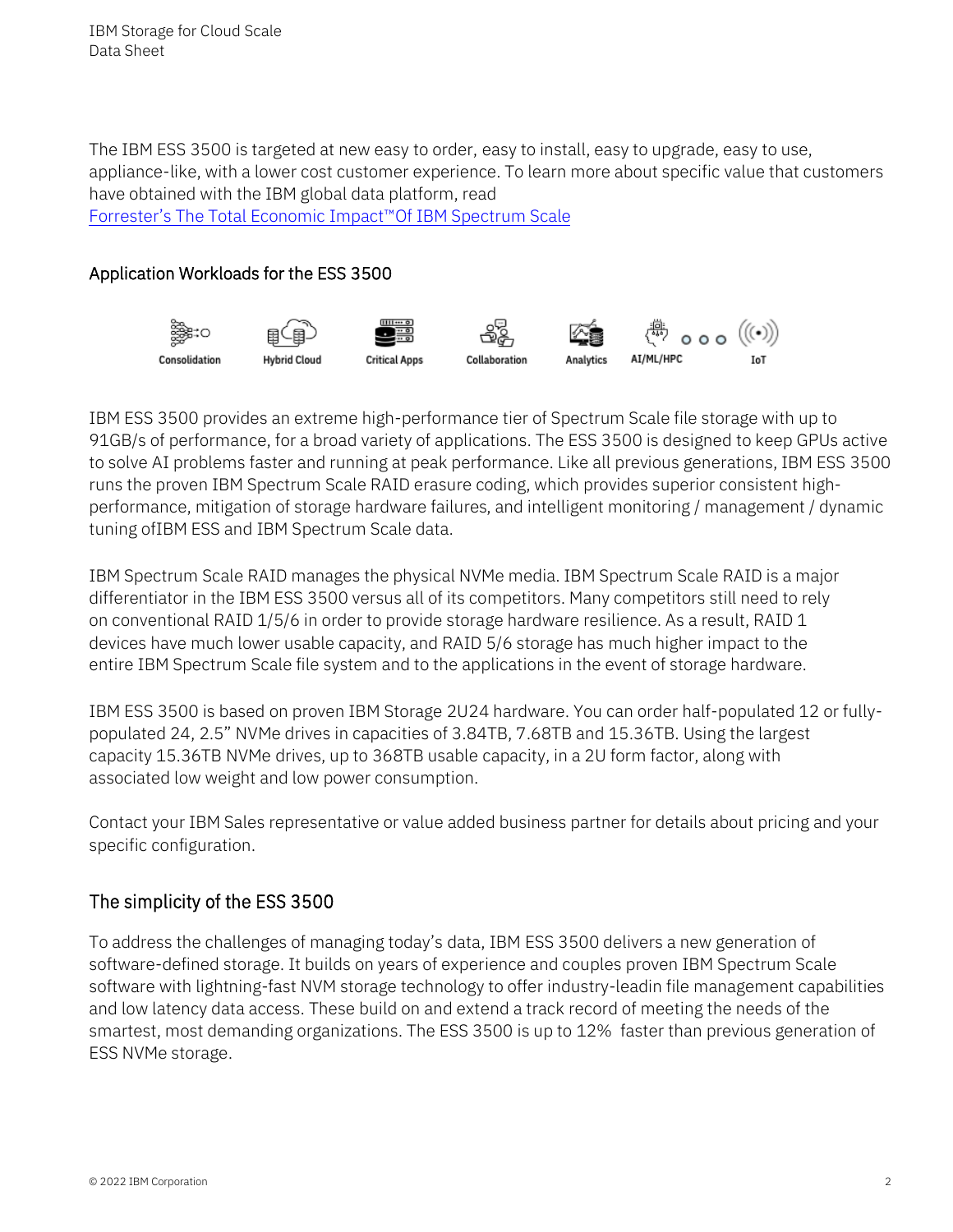The IBM ESS 3500 is targeted at new easy to order, easy to install, easy to upgrade, easy to use, appliance-like, with a lower cost customer experience. To learn more about specific value that customers have obtained with the IBM global data platform, read [Forrester's The Total Economic Impact™Of IBM Spectrum Scale]

## Application Workloads for the ESS 3500

Consolidation | Hybrid Cloud | Critical Apps | Collaboration | Analytics | AI/ML/HPC | IoT

IBM ESS 3500 provides an extreme high-performance tier of Spectrum Scale file storage with up to 91GB/s of performance, for a broad variety of applications. The ESS 3500 is designed to keep GPUs active to solve AI problems faster and running at peak performance. Like all previous generations, IBM ESS 3500 runs the proven IBM Spectrum Scale RAID erasure coding, which provides superior consistent high-performance, mitigation of storage hardware failures, and intelligent monitoring / management / dynamic tuning ofIBM ESS and IBM Spectrum Scale data.

IBM Spectrum Scale RAID manages the physical NVMe media. IBM Spectrum Scale RAID is a major differentiator in the IBM ESS 3500 versus all of its competitors. Many competitors still need to rely on conventional RAID 1/5/6 in order to provide storage hardware resilience. As a result, RAID 1 devices have much lower usable capacity, and RAID 5/6 storage has much higher impact to the entire IBM Spectrum Scale file system and to the applications in the event of storage hardware.

IBM ESS 3500 is based on proven IBM Storage 2U24 hardware. You can order half-populated 12 or fully-populated 24, 2.5" NVMe drives in capacities of 3.84TB, 7.68TB and 15.36TB. Using the largest capacity 15.36TB NVMe drives, up to 368TB usable capacity, in a 2U form factor, along with associated low weight and low power consumption.

Contact your IBM Sales representative or value added business partner for details about pricing and your specific configuration.

## The simplicity of the ESS 3500

To address the challenges of managing today's data, IBM ESS 3500 delivers a new generation of software-defined storage. It builds on years of experience and couples proven IBM Spectrum Scale software with lightning-fast NVM storage technology to offer industry-leadin file management capabilities and low latency data access. These build on and extend a track record of meeting the needs of the smartest, most demanding organizations. The ESS 3500 is up to 12% faster than previous generation of ESS NVMe storage.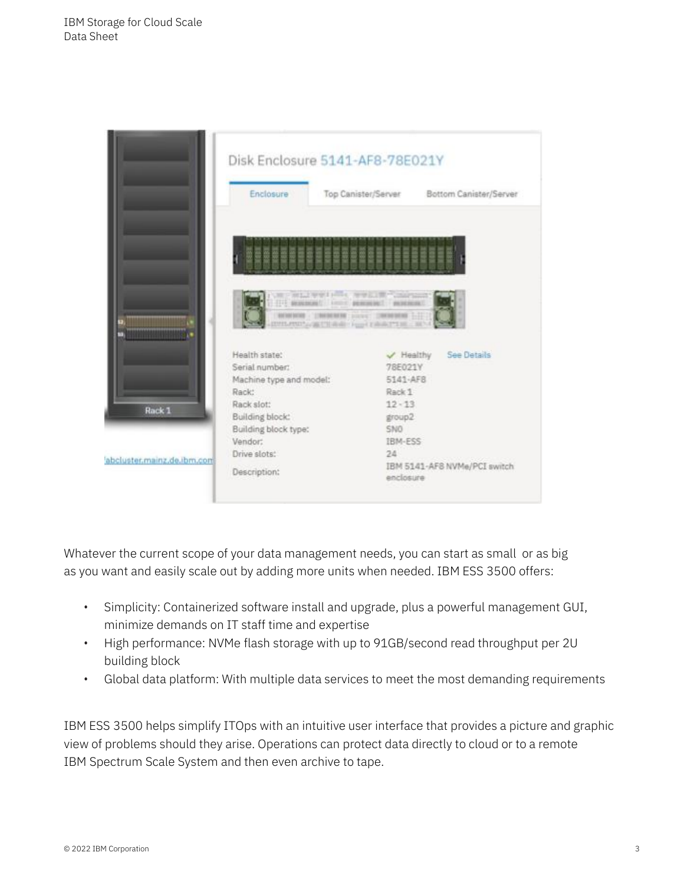Whatever the current scope of your data management needs, you can start as small or as big as you want and easily scale out by adding more units when needed. IBM ESS 3500 offers:

- Simplicity: Containerized software install and upgrade, plus a powerful management GUI, minimize demands on IT staff time and expertise
- High performance: NVMe flash storage with up to 91GB/second read throughput per 2U building block
- Global data platform: With multiple data services to meet the most demanding requirements

IBM ESS 3500 helps simplify ITOps with an intuitive user interface that provides a picture and graphic view of problems should they arise. Operations can protect data directly to cloud or to a remote IBM Spectrum Scale System and then even archive to tape.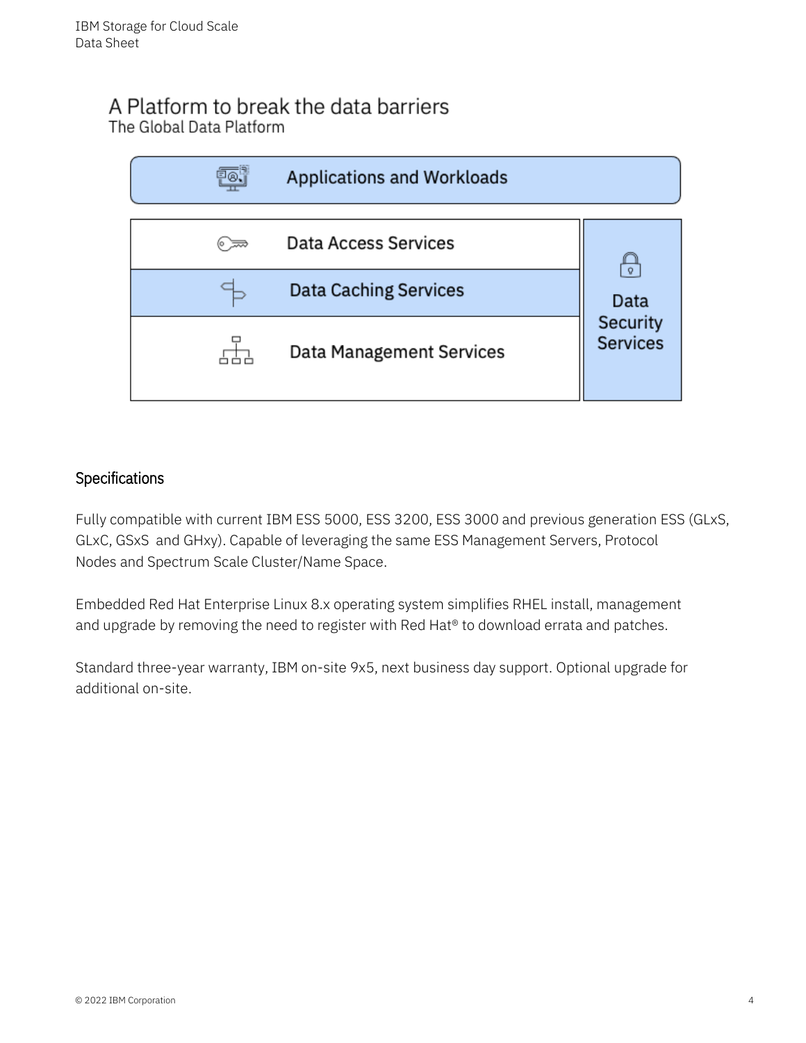## A Platform to break the data barriers

The Global Data Platform

Applications and Workloads

Data Access Services

Data Caching Services

Data Management Services

Data Security Services

## Specifications

Fully compatible with current IBM ESS 5000, ESS 3200, ESS 3000 and previous generation ESS (GLxS, GLxC, GSxS and GHxy). Capable of leveraging the same ESS Management Servers, Protocol Nodes and Spectrum Scale Cluster/Name Space.

Embedded Red Hat Enterprise Linux 8.x operating system simplifies RHEL install, management and upgrade by removing the need to register with Red Hat® to download errata and patches.

Standard three-year warranty, IBM on-site 9x5, next business day support. Optional upgrade for additional on-site.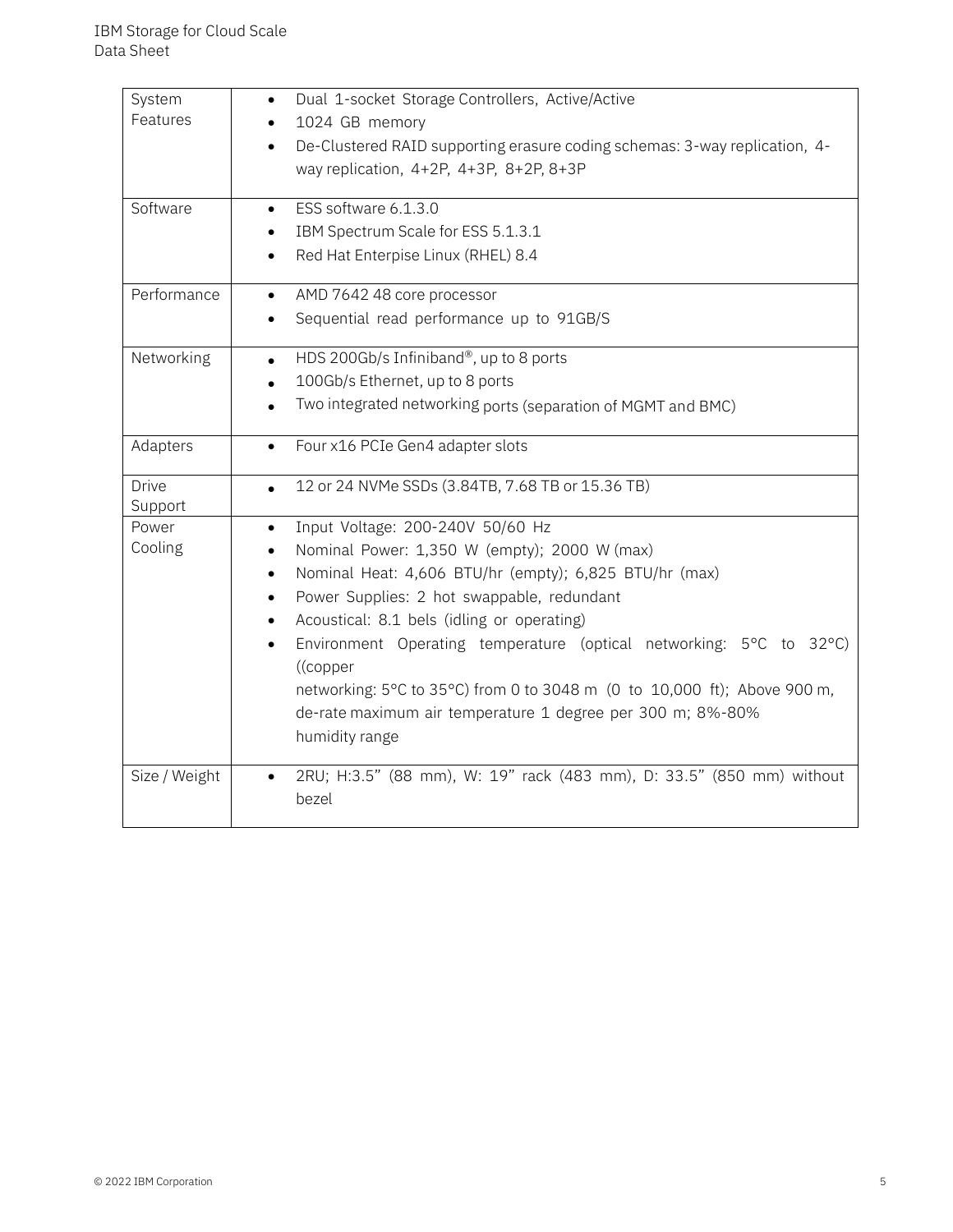| | |
|---|---|
| System Features | • Dual 1-socket Storage Controllers, Active/Active<br>• 1024 GB memory<br>• De-Clustered RAID supporting erasure coding schemas: 3-way replication, 4-way replication, 4+2P, 4+3P, 8+2P, 8+3P |
| Software | • ESS software 6.1.3.0<br>• IBM Spectrum Scale for ESS 5.1.3.1<br>• Red Hat Enterpise Linux (RHEL) 8.4 |
| Performance | • AMD 7642 48 core processor<br>• Sequential read performance up to 91GB/S |
| Networking | • HDS 200Gb/s Infiniband®, up to 8 ports<br>• 100Gb/s Ethernet, up to 8 ports<br>• Two integrated networking ports (separation of MGMT and BMC) |
| Adapters | • Four x16 PCIe Gen4 adapter slots |
| Drive Support | • 12 or 24 NVMe SSDs (3.84TB, 7.68 TB or 15.36 TB) |
| Power Cooling | • Input Voltage: 200-240V 50/60 Hz<br>• Nominal Power: 1,350 W (empty); 2000 W (max)<br>• Nominal Heat: 4,606 BTU/hr (empty); 6,825 BTU/hr (max)<br>• Power Supplies: 2 hot swappable, redundant<br>• Acoustical: 8.1 bels (idling or operating)<br>• Environment Operating temperature (optical networking: 5°C to 32°C) ((copper networking: 5°C to 35°C) from 0 to 3048 m (0 to 10,000 ft); Above 900 m, de-rate maximum air temperature 1 degree per 300 m; 8%-80% humidity range |
| Size / Weight | • 2RU; H:3.5" (88 mm), W: 19" rack (483 mm), D: 33.5" (850 mm) without bezel |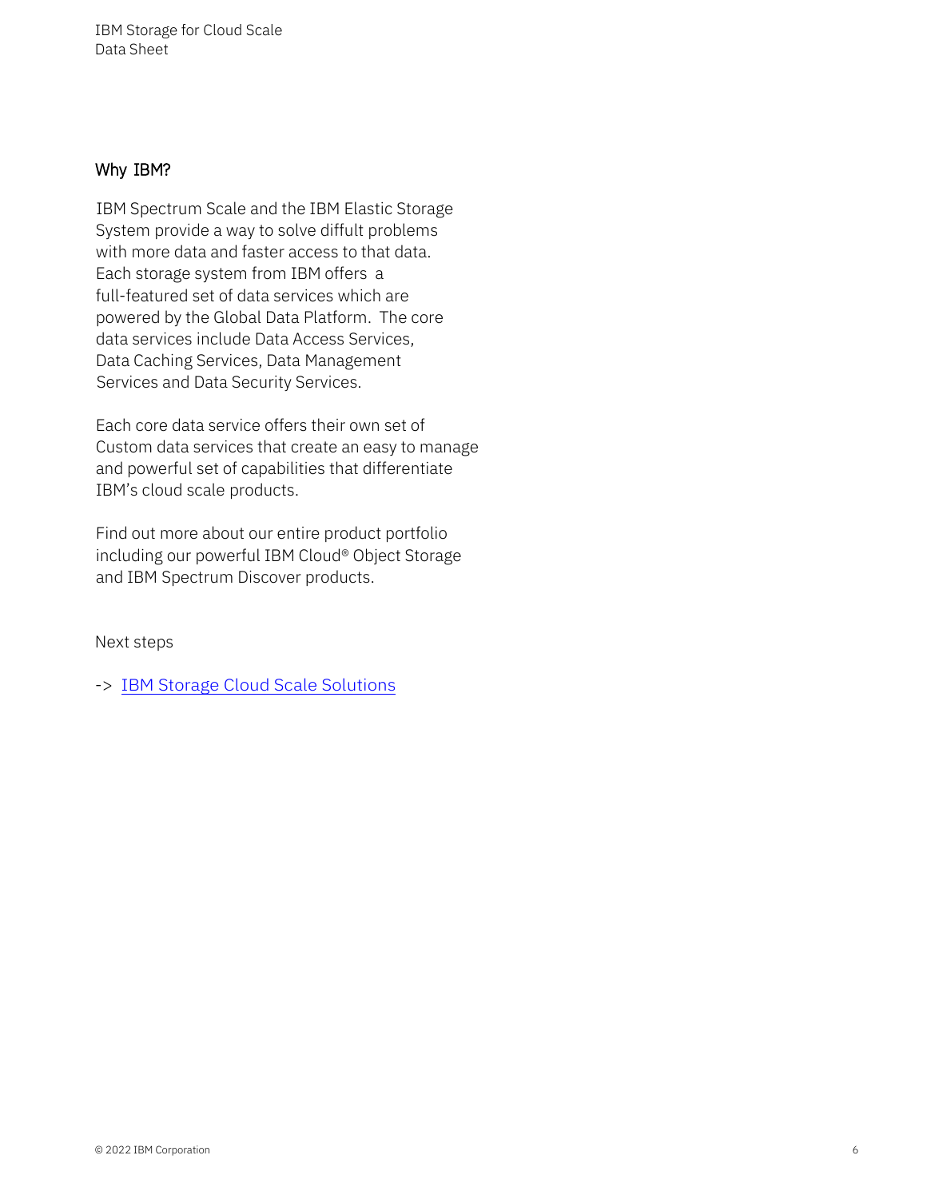## Why IBM?

IBM Spectrum Scale and the IBM Elastic Storage System provide a way to solve diffult problems with more data and faster access to that data. Each storage system from IBM offers a full-featured set of data services which are powered by the Global Data Platform. The core data services include Data Access Services, Data Caching Services, Data Management Services and Data Security Services.

Each core data service offers their own set of Custom data services that create an easy to manage and powerful set of capabilities that differentiate IBM's cloud scale products.

Find out more about our entire product portfolio including our powerful IBM Cloud® Object Storage and IBM Spectrum Discover products.

Next steps

-> IBM Storage Cloud Scale Solutions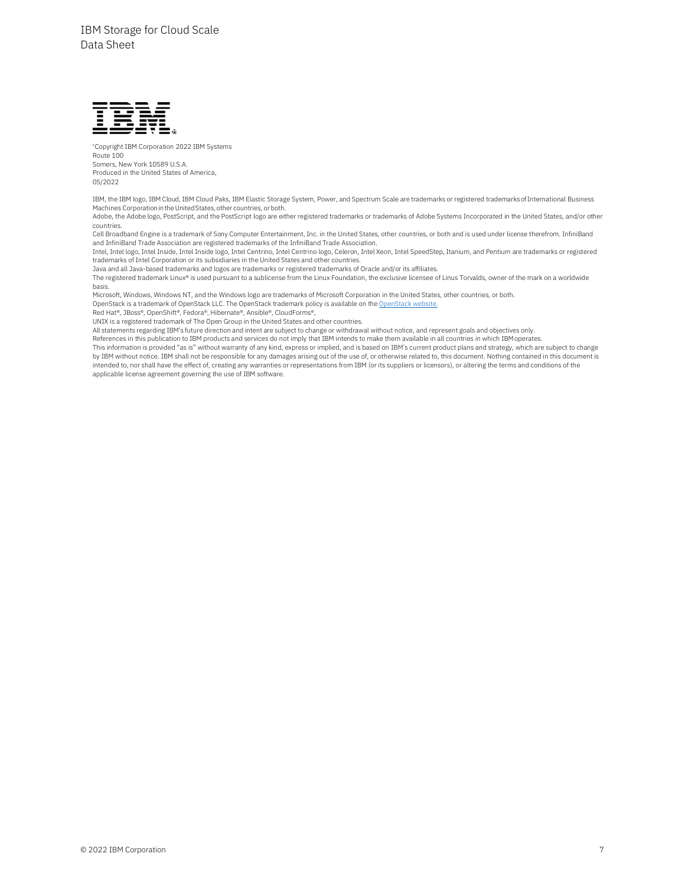©Copyright IBM Corporation 2022 IBM Systems
Route 100
Somers, New York 10589 U.S.A.
Produced in the United States of America,
05/2022

IBM, the IBM logo, IBM Cloud, IBM Cloud Paks, IBM Elastic Storage System, Power, and Spectrum Scale are trademarks or registered trademarks of International Business Machines Corporation in the United States, other countries, or both.
Adobe, the Adobe logo, PostScript, and the PostScript logo are either registered trademarks or trademarks of Adobe Systems Incorporated in the United States, and/or other countries.
Cell Broadband Engine is a trademark of Sony Computer Entertainment, Inc. in the United States, other countries, or both and is used under license therefrom. InfiniBand and InfiniBand Trade Association are registered trademarks of the InfiniBand Trade Association.
Intel, Intel logo, Intel Inside, Intel Inside logo, Intel Centrino, Intel Centrino logo, Celeron, Intel Xeon, Intel SpeedStep, Itanium, and Pentium are trademarks or registered trademarks of Intel Corporation or its subsidiaries in the United States and other countries.
Java and all Java-based trademarks and logos are trademarks or registered trademarks of Oracle and/or its affiliates.
The registered trademark Linux® is used pursuant to a sublicense from the Linux Foundation, the exclusive licensee of Linus Torvalds, owner of the mark on a worldwide basis.
Microsoft, Windows, Windows NT, and the Windows logo are trademarks of Microsoft Corporation in the United States, other countries, or both.
OpenStack is a trademark of OpenStack LLC. The OpenStack trademark policy is available on the OpenStack website.
Red Hat®, JBoss®, OpenShift®, Fedora®, Hibernate®, Ansible®, CloudForms®,
UNIX is a registered trademark of The Open Group in the United States and other countries.
All statements regarding IBM's future direction and intent are subject to change or withdrawal without notice, and represent goals and objectives only.
References in this publication to IBM products and services do not imply that IBM intends to make them available in all countries in which IBM operates.
This information is provided "as is" without warranty of any kind, express or implied, and is based on IBM's current product plans and strategy, which are subject to change by IBM without notice. IBM shall not be responsible for any damages arising out of the use of, or otherwise related to, this document. Nothing contained in this document is intended to, nor shall have the effect of, creating any warranties or representations from IBM (or its suppliers or licensors), or altering the terms and conditions of the applicable license agreement governing the use of IBM software.